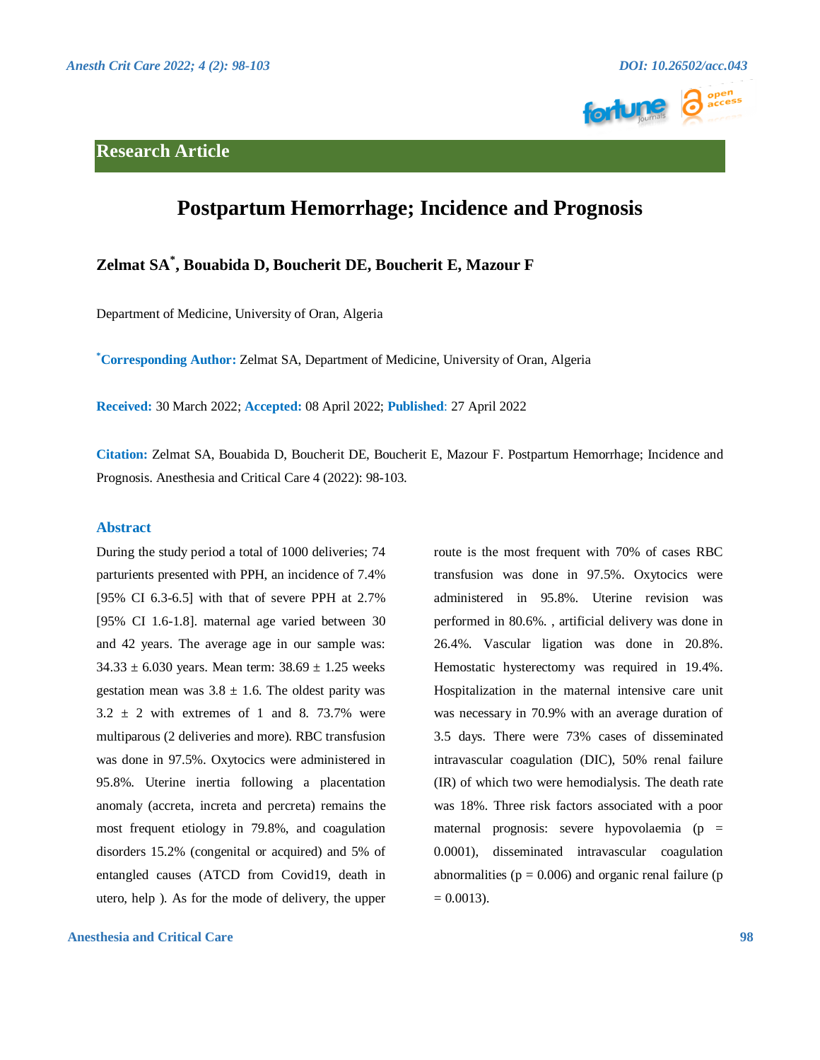Research Article

# Postpartum Hemorrhage; Incidence and Prognosis

**Zelmat SA*, Bouabida D, Boucherit DE, Boucherit E, Mazour F**

Department of Medicine, University of Oran, Algeria

***Corresponding Author:** Zelmat SA, Department of Medicine, University of Oran, Algeria

**Received:** 30 March 2022; **Accepted:** 08 April 2022; **Published**: 27 April 2022

**Citation:** Zelmat SA, Bouabida D, Boucherit DE, Boucherit E, Mazour F. Postpartum Hemorrhage; Incidence and Prognosis. Anesthesia and Critical Care 4 (2022): 98-103.

## Abstract

During the study period a total of 1000 deliveries; 74 parturients presented with PPH, an incidence of 7.4% [95% CI 6.3-6.5] with that of severe PPH at 2.7% [95% CI 1.6-1.8]. maternal age varied between 30 and 42 years. The average age in our sample was: 34.33 ± 6.030 years. Mean term: 38.69 ± 1.25 weeks gestation mean was 3.8 ± 1.6. The oldest parity was 3.2 ± 2 with extremes of 1 and 8. 73.7% were multiparous (2 deliveries and more). RBC transfusion was done in 97.5%. Oxytocics were administered in 95.8%. Uterine inertia following a placentation anomaly (accreta, increta and percreta) remains the most frequent etiology in 79.8%, and coagulation disorders 15.2% (congenital or acquired) and 5% of entangled causes (ATCD from Covid19, death in utero, help ). As for the mode of delivery, the upper route is the most frequent with 70% of cases RBC transfusion was done in 97.5%. Oxytocics were administered in 95.8%. Uterine revision was performed in 80.6%. , artificial delivery was done in 26.4%. Vascular ligation was done in 20.8%. Hemostatic hysterectomy was required in 19.4%. Hospitalization in the maternal intensive care unit was necessary in 70.9% with an average duration of 3.5 days. There were 73% cases of disseminated intravascular coagulation (DIC), 50% renal failure (IR) of which two were hemodialysis. The death rate was 18%. Three risk factors associated with a poor maternal prognosis: severe hypovolaemia ($p = 0.0001$), disseminated intravascular coagulation abnormalities ($p = 0.006$) and organic renal failure ($p = 0.0013$).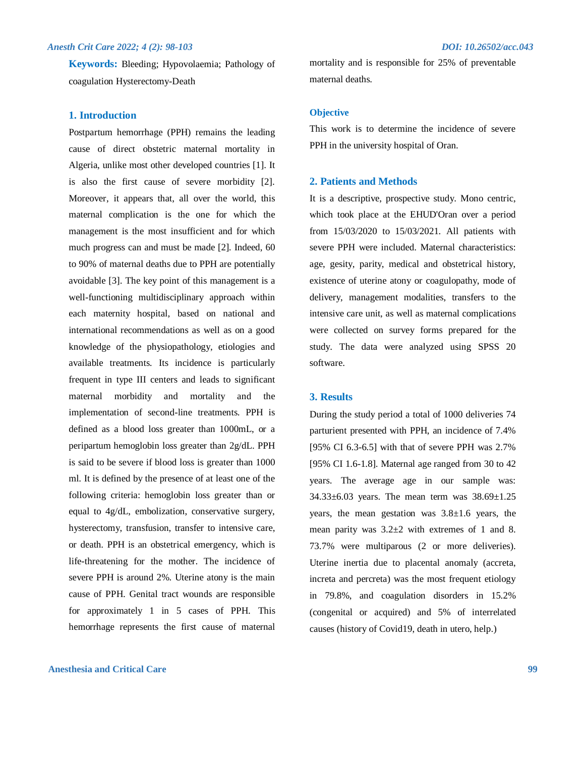**Keywords:** Bleeding; Hypovolaemia; Pathology of coagulation Hysterectomy-Death

## 1. Introduction

Postpartum hemorrhage (PPH) remains the leading cause of direct obstetric maternal mortality in Algeria, unlike most other developed countries [1]. It is also the first cause of severe morbidity [2]. Moreover, it appears that, all over the world, this maternal complication is the one for which the management is the most insufficient and for which much progress can and must be made [2]. Indeed, 60 to 90% of maternal deaths due to PPH are potentially avoidable [3]. The key point of this management is a well-functioning multidisciplinary approach within each maternity hospital, based on national and international recommendations as well as on a good knowledge of the physiopathology, etiologies and available treatments. Its incidence is particularly frequent in type III centers and leads to significant maternal morbidity and mortality and the implementation of second-line treatments. PPH is defined as a blood loss greater than 1000mL, or a peripartum hemoglobin loss greater than 2g/dL. PPH is said to be severe if blood loss is greater than 1000 ml. It is defined by the presence of at least one of the following criteria: hemoglobin loss greater than or equal to 4g/dL, embolization, conservative surgery, hysterectomy, transfusion, transfer to intensive care, or death. PPH is an obstetrical emergency, which is life-threatening for the mother. The incidence of severe PPH is around 2%. Uterine atony is the main cause of PPH. Genital tract wounds are responsible for approximately 1 in 5 cases of PPH. This hemorrhage represents the first cause of maternal mortality and is responsible for 25% of preventable maternal deaths.

### Objective

This work is to determine the incidence of severe PPH in the university hospital of Oran.

## 2. Patients and Methods

It is a descriptive, prospective study. Mono centric, which took place at the EHUD'Oran over a period from 15/03/2020 to 15/03/2021. All patients with severe PPH were included. Maternal characteristics: age, gesity, parity, medical and obstetrical history, existence of uterine atony or coagulopathy, mode of delivery, management modalities, transfers to the intensive care unit, as well as maternal complications were collected on survey forms prepared for the study. The data were analyzed using SPSS 20 software.

## 3. Results

During the study period a total of 1000 deliveries 74 parturient presented with PPH, an incidence of 7.4% [95% CI 6.3-6.5] with that of severe PPH was 2.7% [95% CI 1.6-1.8]. Maternal age ranged from 30 to 42 years. The average age in our sample was: 34.33±6.03 years. The mean term was 38.69±1.25 years, the mean gestation was 3.8±1.6 years, the mean parity was 3.2±2 with extremes of 1 and 8. 73.7% were multiparous (2 or more deliveries). Uterine inertia due to placental anomaly (accreta, increta and percreta) was the most frequent etiology in 79.8%, and coagulation disorders in 15.2% (congenital or acquired) and 5% of interrelated causes (history of Covid19, death in utero, help.)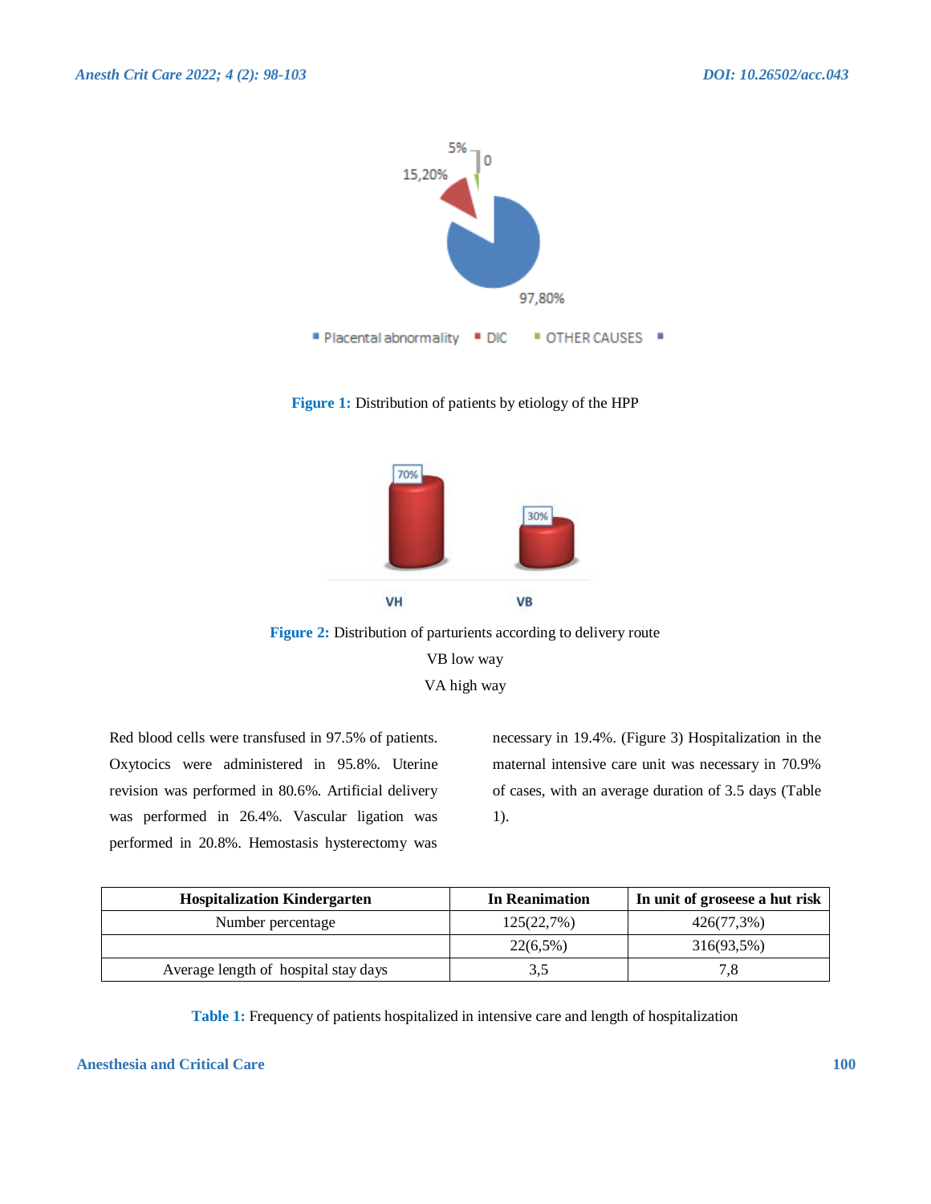Figure 1: Distribution of patients by etiology of the HPP

Figure 2: Distribution of parturients according to delivery route

VB low way

VA high way

Red blood cells were transfused in 97.5% of patients. Oxytocics were administered in 95.8%. Uterine revision was performed in 80.6%. Artificial delivery was performed in 26.4%. Vascular ligation was performed in 20.8%. Hemostasis hysterectomy was necessary in 19.4%. (Figure 3) Hospitalization in the maternal intensive care unit was necessary in 70.9% of cases, with an average duration of 3.5 days (Table 1).

| Hospitalization Kindergarten | In Reanimation | In unit of groseese a hut risk |
|---|---|---|
| Number percentage | 125(22,7%) | 426(77,3%) |
| | 22(6,5%) | 316(93,5%) |
| Average length of hospital stay days | 3,5 | 7,8 |

Table 1: Frequency of patients hospitalized in intensive care and length of hospitalization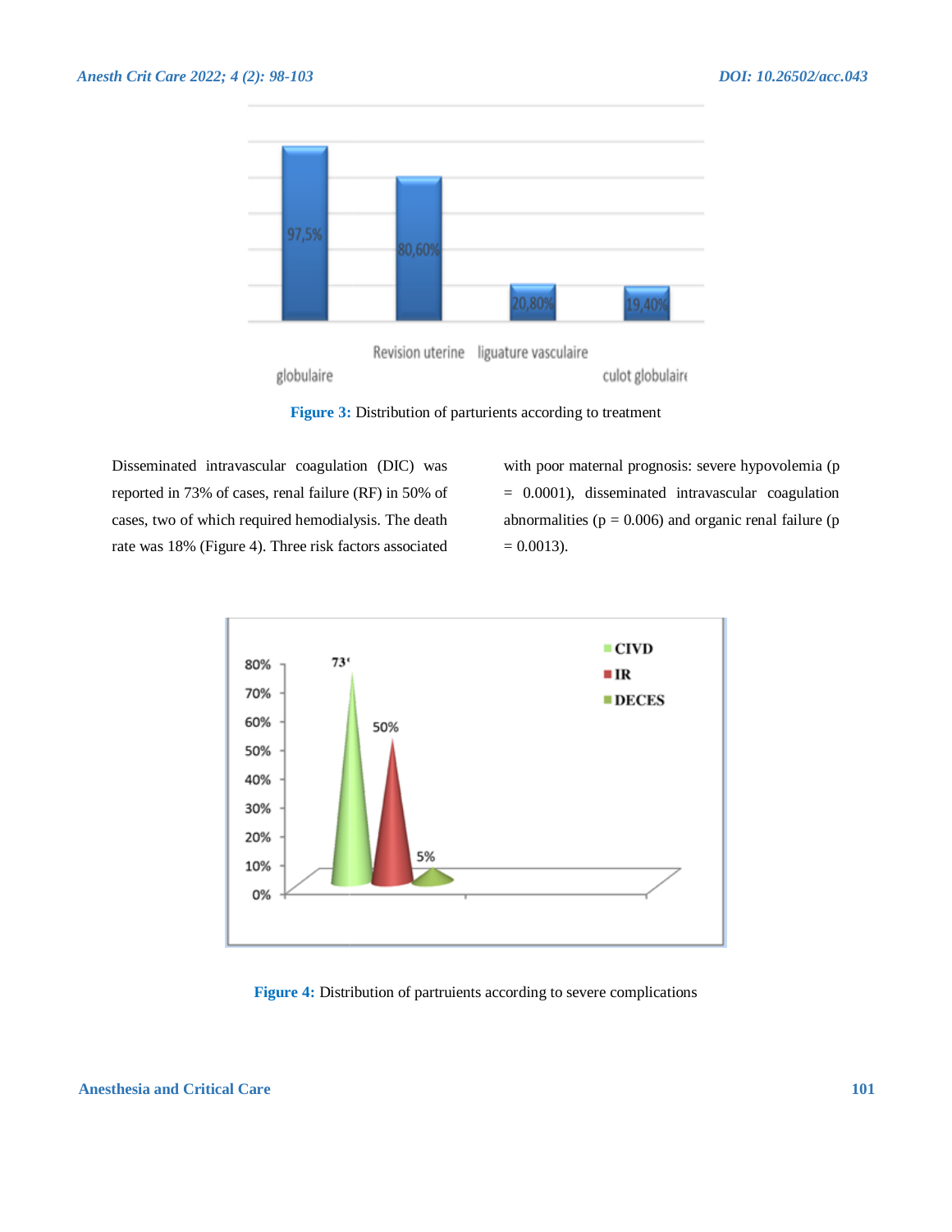Figure 3: Distribution of parturients according to treatment

Disseminated intravascular coagulation (DIC) was reported in 73% of cases, renal failure (RF) in 50% of cases, two of which required hemodialysis. The death rate was 18% (Figure 4). Three risk factors associated with poor maternal prognosis: severe hypovolemia (p = 0.0001), disseminated intravascular coagulation abnormalities (p = 0.006) and organic renal failure (p = 0.0013).

Figure 4: Distribution of partruients according to severe complications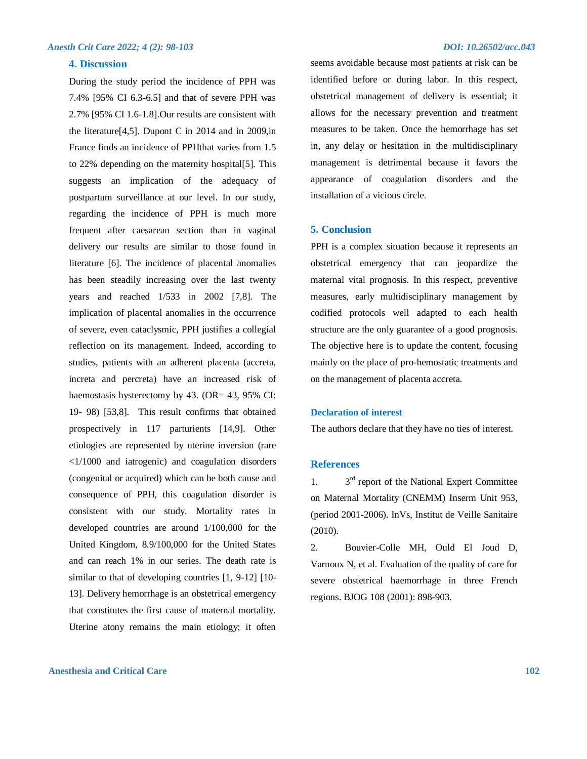## 4. Discussion

During the study period the incidence of PPH was 7.4% [95% CI 6.3-6.5] and that of severe PPH was 2.7% [95% CI 1.6-1.8].Our results are consistent with the literature[4,5]. Dupont C in 2014 and in 2009,in France finds an incidence of PPHthat varies from 1.5 to 22% depending on the maternity hospital[5]. This suggests an implication of the adequacy of postpartum surveillance at our level. In our study, regarding the incidence of PPH is much more frequent after caesarean section than in vaginal delivery our results are similar to those found in literature [6]. The incidence of placental anomalies has been steadily increasing over the last twenty years and reached 1/533 in 2002 [7,8]. The implication of placental anomalies in the occurrence of severe, even cataclysmic, PPH justifies a collegial reflection on its management. Indeed, according to studies, patients with an adherent placenta (accreta, increta and percreta) have an increased risk of haemostasis hysterectomy by 43. (OR= 43, 95% CI: 19- 98) [53,8]. This result confirms that obtained prospectively in 117 parturients [14,9]. Other etiologies are represented by uterine inversion (rare <1/1000 and iatrogenic) and coagulation disorders (congenital or acquired) which can be both cause and consequence of PPH, this coagulation disorder is consistent with our study. Mortality rates in developed countries are around 1/100,000 for the United Kingdom, 8.9/100,000 for the United States and can reach 1% in our series. The death rate is similar to that of developing countries [1, 9-12] [10-13]. Delivery hemorrhage is an obstetrical emergency that constitutes the first cause of maternal mortality. Uterine atony remains the main etiology; it often seems avoidable because most patients at risk can be identified before or during labor. In this respect, obstetrical management of delivery is essential; it allows for the necessary prevention and treatment measures to be taken. Once the hemorrhage has set in, any delay or hesitation in the multidisciplinary management is detrimental because it favors the appearance of coagulation disorders and the installation of a vicious circle.

## 5. Conclusion

PPH is a complex situation because it represents an obstetrical emergency that can jeopardize the maternal vital prognosis. In this respect, preventive measures, early multidisciplinary management by codified protocols well adapted to each health structure are the only guarantee of a good prognosis. The objective here is to update the content, focusing mainly on the place of pro-hemostatic treatments and on the management of placenta accreta.

### Declaration of interest

The authors declare that they have no ties of interest.

## References

1. 3rd report of the National Expert Committee on Maternal Mortality (CNEMM) Inserm Unit 953, (period 2001-2006). InVs, Institut de Veille Sanitaire (2010).
2. Bouvier-Colle MH, Ould El Joud D, Varnoux N, et al. Evaluation of the quality of care for severe obstetrical haemorrhage in three French regions. BJOG 108 (2001): 898-903.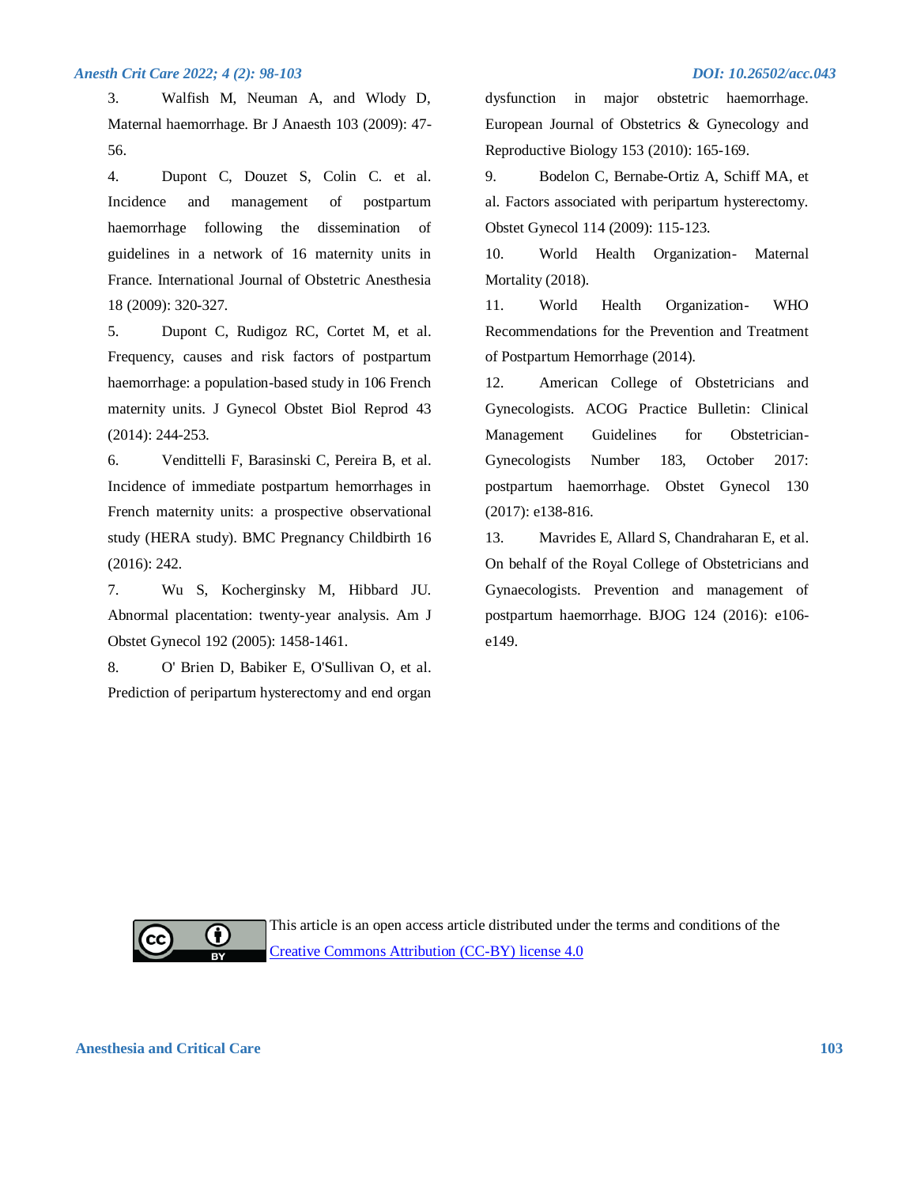3. Walfish M, Neuman A, and Wlody D, Maternal haemorrhage. Br J Anaesth 103 (2009): 47-56.

4. Dupont C, Douzet S, Colin C. et al. Incidence and management of postpartum haemorrhage following the dissemination of guidelines in a network of 16 maternity units in France. International Journal of Obstetric Anesthesia 18 (2009): 320-327.

5. Dupont C, Rudigoz RC, Cortet M, et al. Frequency, causes and risk factors of postpartum haemorrhage: a population-based study in 106 French maternity units. J Gynecol Obstet Biol Reprod 43 (2014): 244-253.

6. Vendittelli F, Barasinski C, Pereira B, et al. Incidence of immediate postpartum hemorrhages in French maternity units: a prospective observational study (HERA study). BMC Pregnancy Childbirth 16 (2016): 242.

7. Wu S, Kocherginsky M, Hibbard JU. Abnormal placentation: twenty-year analysis. Am J Obstet Gynecol 192 (2005): 1458-1461.

8. O' Brien D, Babiker E, O'Sullivan O, et al. Prediction of peripartum hysterectomy and end organ dysfunction in major obstetric haemorrhage. European Journal of Obstetrics & Gynecology and Reproductive Biology 153 (2010): 165-169.

9. Bodelon C, Bernabe-Ortiz A, Schiff MA, et al. Factors associated with peripartum hysterectomy. Obstet Gynecol 114 (2009): 115-123.

10. World Health Organization- Maternal Mortality (2018).

11. World Health Organization- WHO Recommendations for the Prevention and Treatment of Postpartum Hemorrhage (2014).

12. American College of Obstetricians and Gynecologists. ACOG Practice Bulletin: Clinical Management Guidelines for Obstetrician-Gynecologists Number 183, October 2017: postpartum haemorrhage. Obstet Gynecol 130 (2017): e138-816.

13. Mavrides E, Allard S, Chandraharan E, et al. On behalf of the Royal College of Obstetricians and Gynaecologists. Prevention and management of postpartum haemorrhage. BJOG 124 (2016): e106-e149.

This article is an open access article distributed under the terms and conditions of the Creative Commons Attribution (CC-BY) license 4.0